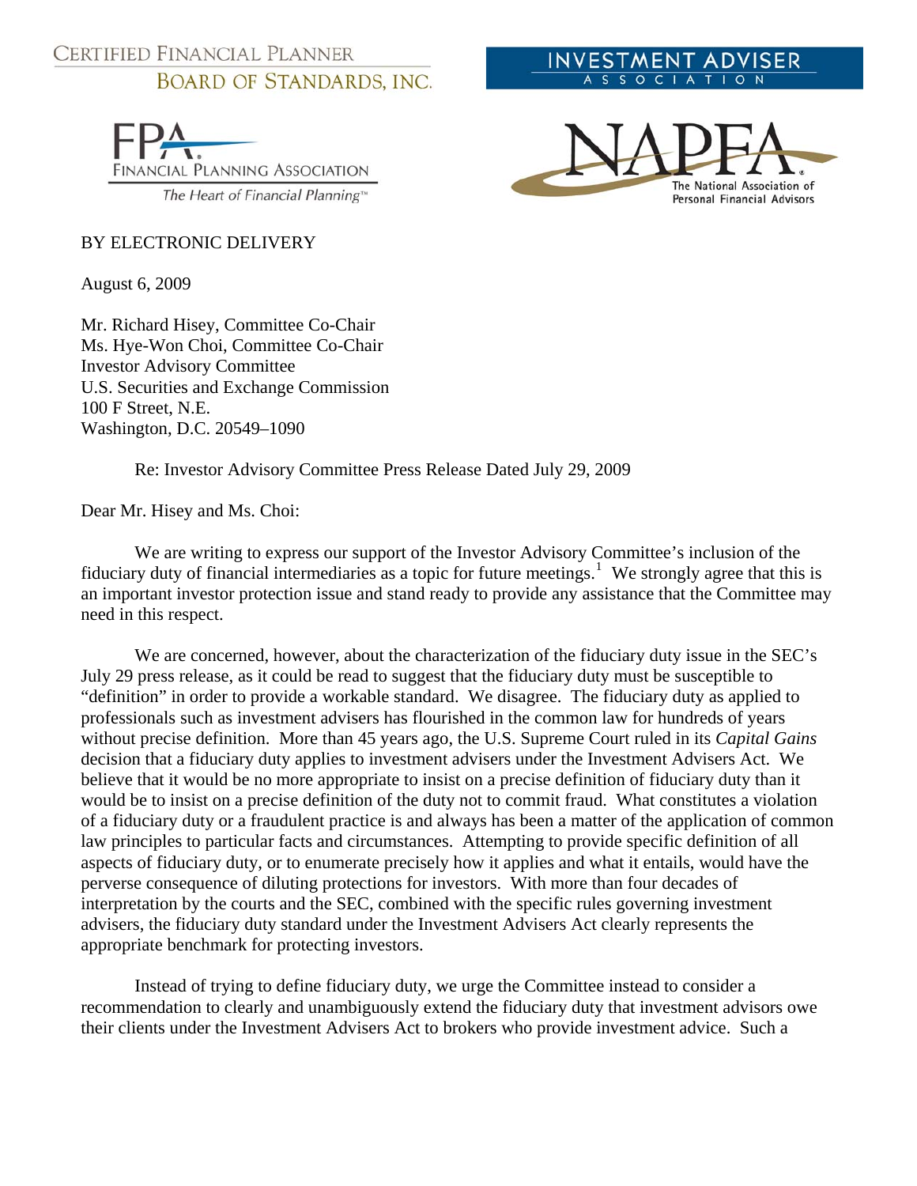CERTIFIED FINANCIAL PLANNER BOARD OF STANDARDS, INC.

INVESTMENT ADVISER ASSOCIATION

FPA. FINANCIAL PLANNING ASSOCIATION
*The Heart of Financial Planning™*

NAPFA® The National Association of Personal Financial Advisors

BY ELECTRONIC DELIVERY

August 6, 2009

Mr. Richard Hisey, Committee Co-Chair
Ms. Hye-Won Choi, Committee Co-Chair
Investor Advisory Committee
U.S. Securities and Exchange Commission
100 F Street, N.E.
Washington, D.C. 20549–1090

Re: Investor Advisory Committee Press Release Dated July 29, 2009

Dear Mr. Hisey and Ms. Choi:

We are writing to express our support of the Investor Advisory Committee's inclusion of the fiduciary duty of financial intermediaries as a topic for future meetings.[1] We strongly agree that this is an important investor protection issue and stand ready to provide any assistance that the Committee may need in this respect.

We are concerned, however, about the characterization of the fiduciary duty issue in the SEC's July 29 press release, as it could be read to suggest that the fiduciary duty must be susceptible to "definition" in order to provide a workable standard. We disagree. The fiduciary duty as applied to professionals such as investment advisers has flourished in the common law for hundreds of years without precise definition. More than 45 years ago, the U.S. Supreme Court ruled in its *Capital Gains* decision that a fiduciary duty applies to investment advisers under the Investment Advisers Act. We believe that it would be no more appropriate to insist on a precise definition of fiduciary duty than it would be to insist on a precise definition of the duty not to commit fraud. What constitutes a violation of a fiduciary duty or a fraudulent practice is and always has been a matter of the application of common law principles to particular facts and circumstances. Attempting to provide specific definition of all aspects of fiduciary duty, or to enumerate precisely how it applies and what it entails, would have the perverse consequence of diluting protections for investors. With more than four decades of interpretation by the courts and the SEC, combined with the specific rules governing investment advisers, the fiduciary duty standard under the Investment Advisers Act clearly represents the appropriate benchmark for protecting investors.

Instead of trying to define fiduciary duty, we urge the Committee instead to consider a recommendation to clearly and unambiguously extend the fiduciary duty that investment advisors owe their clients under the Investment Advisers Act to brokers who provide investment advice. Such a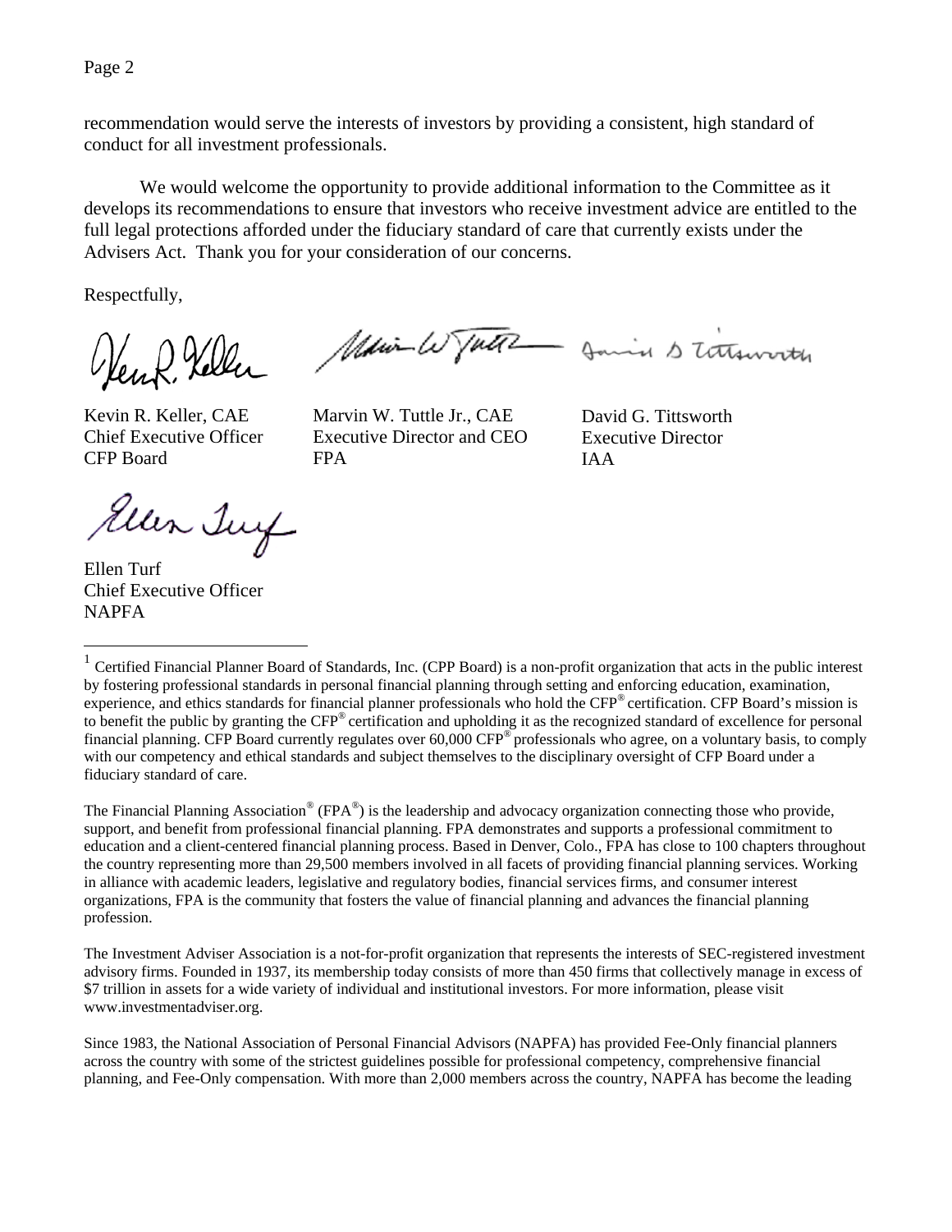recommendation would serve the interests of investors by providing a consistent, high standard of conduct for all investment professionals.

We would welcome the opportunity to provide additional information to the Committee as it develops its recommendations to ensure that investors who receive investment advice are entitled to the full legal protections afforded under the fiduciary standard of care that currently exists under the Advisers Act. Thank you for your consideration of our concerns.

Respectfully,

Kevin R. Keller, CAE
Chief Executive Officer
CFP Board

Marvin W. Tuttle Jr., CAE
Executive Director and CEO
FPA

David G. Tittsworth
Executive Director
IAA

Ellen Turf
Chief Executive Officer
NAPFA

---

[1] Certified Financial Planner Board of Standards, Inc. (CPP Board) is a non-profit organization that acts in the public interest by fostering professional standards in personal financial planning through setting and enforcing education, examination, experience, and ethics standards for financial planner professionals who hold the CFP® certification. CFP Board's mission is to benefit the public by granting the CFP® certification and upholding it as the recognized standard of excellence for personal financial planning. CFP Board currently regulates over 60,000 CFP® professionals who agree, on a voluntary basis, to comply with our competency and ethical standards and subject themselves to the disciplinary oversight of CFP Board under a fiduciary standard of care.

The Financial Planning Association® (FPA®) is the leadership and advocacy organization connecting those who provide, support, and benefit from professional financial planning. FPA demonstrates and supports a professional commitment to education and a client-centered financial planning process. Based in Denver, Colo., FPA has close to 100 chapters throughout the country representing more than 29,500 members involved in all facets of providing financial planning services. Working in alliance with academic leaders, legislative and regulatory bodies, financial services firms, and consumer interest organizations, FPA is the community that fosters the value of financial planning and advances the financial planning profession.

The Investment Adviser Association is a not-for-profit organization that represents the interests of SEC-registered investment advisory firms. Founded in 1937, its membership today consists of more than 450 firms that collectively manage in excess of $7 trillion in assets for a wide variety of individual and institutional investors. For more information, please visit www.investmentadviser.org.

Since 1983, the National Association of Personal Financial Advisors (NAPFA) has provided Fee-Only financial planners across the country with some of the strictest guidelines possible for professional competency, comprehensive financial planning, and Fee-Only compensation. With more than 2,000 members across the country, NAPFA has become the leading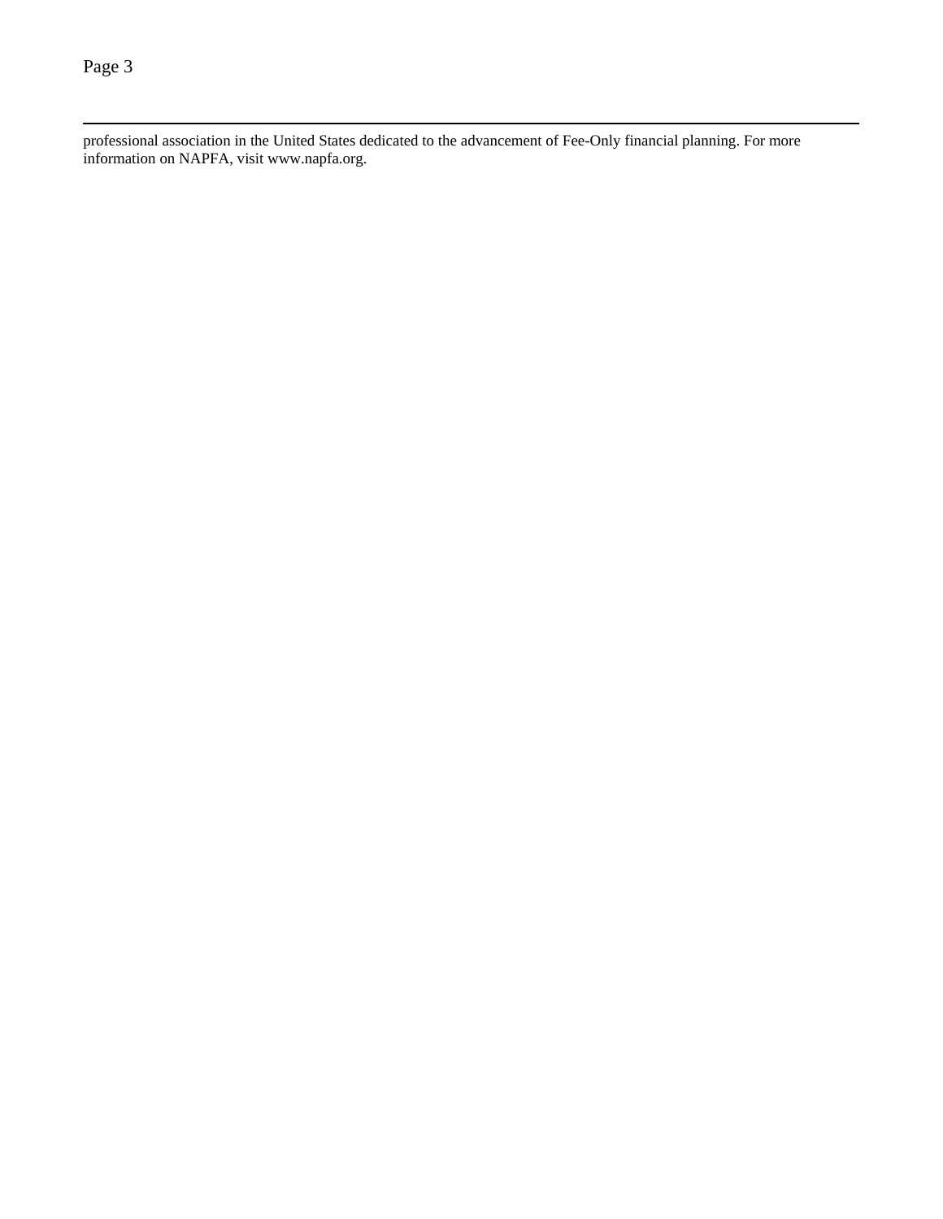professional association in the United States dedicated to the advancement of Fee-Only financial planning. For more information on NAPFA, visit www.napfa.org.